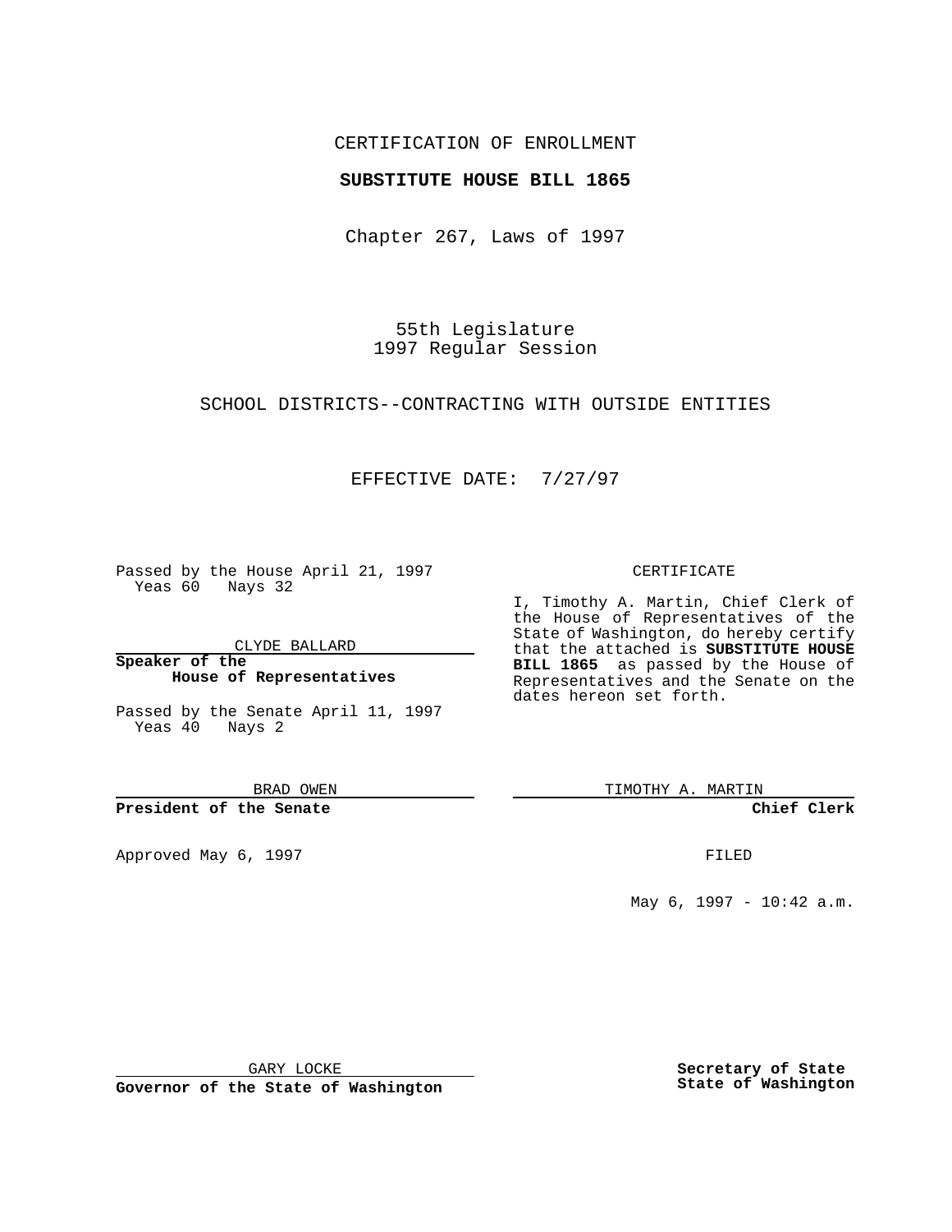CERTIFICATION OF ENROLLMENT

**SUBSTITUTE HOUSE BILL 1865**

Chapter 267, Laws of 1997

55th Legislature
1997 Regular Session

SCHOOL DISTRICTS--CONTRACTING WITH OUTSIDE ENTITIES

EFFECTIVE DATE: 7/27/97

Passed by the House April 21, 1997
Yeas 60 Nays 32

CLYDE BALLARD

**Speaker of the House of Representatives**

Passed by the Senate April 11, 1997
Yeas 40 Nays 2

BRAD OWEN

**President of the Senate**

Approved May 6, 1997

GARY LOCKE

**Governor of the State of Washington**

CERTIFICATE

I, Timothy A. Martin, Chief Clerk of the House of Representatives of the State of Washington, do hereby certify that the attached is **SUBSTITUTE HOUSE BILL 1865** as passed by the House of Representatives and the Senate on the dates hereon set forth.

TIMOTHY A. MARTIN

**Chief Clerk**

FILED

May 6, 1997 - 10:42 a.m.

**Secretary of State**
**State of Washington**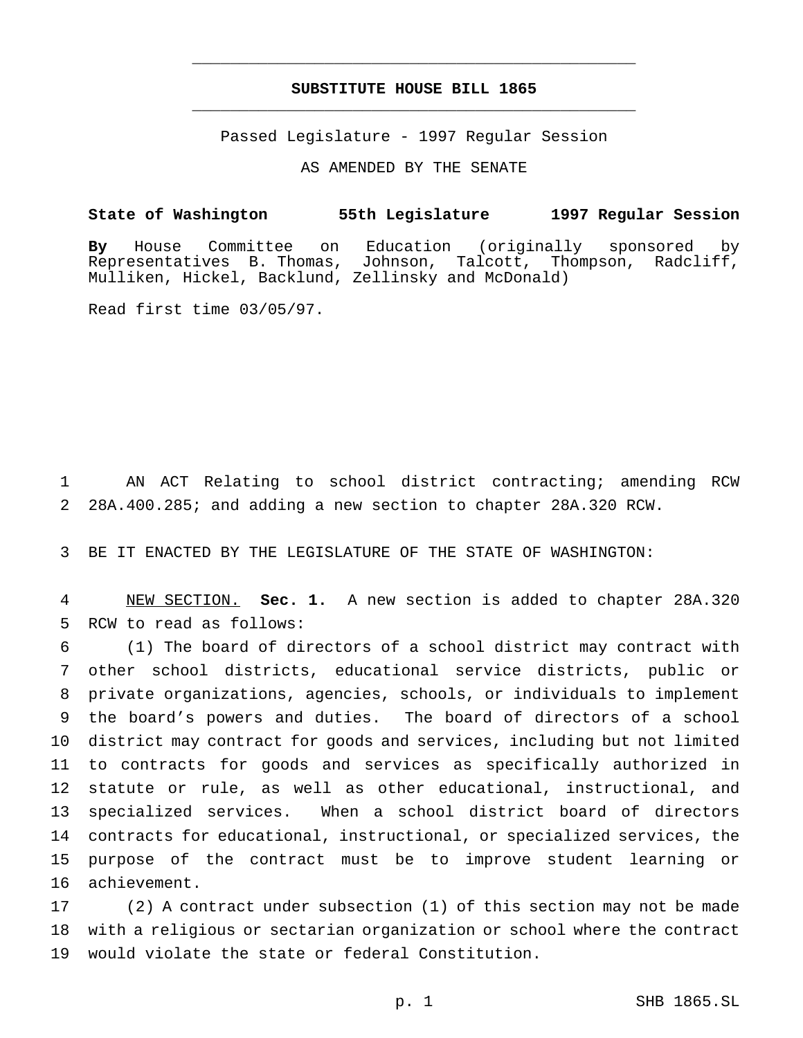# SUBSTITUTE HOUSE BILL 1865

Passed Legislature - 1997 Regular Session

AS AMENDED BY THE SENATE

**State of Washington 55th Legislature 1997 Regular Session**

**By** House Committee on Education (originally sponsored by Representatives B. Thomas, Johnson, Talcott, Thompson, Radcliff, Mulliken, Hickel, Backlund, Zellinsky and McDonald)

Read first time 03/05/97.

AN ACT Relating to school district contracting; amending RCW 28A.400.285; and adding a new section to chapter 28A.320 RCW.

BE IT ENACTED BY THE LEGISLATURE OF THE STATE OF WASHINGTON:

NEW SECTION. **Sec. 1.** A new section is added to chapter 28A.320 RCW to read as follows:

(1) The board of directors of a school district may contract with other school districts, educational service districts, public or private organizations, agencies, schools, or individuals to implement the board's powers and duties. The board of directors of a school district may contract for goods and services, including but not limited to contracts for goods and services as specifically authorized in statute or rule, as well as other educational, instructional, and specialized services. When a school district board of directors contracts for educational, instructional, or specialized services, the purpose of the contract must be to improve student learning or achievement.

(2) A contract under subsection (1) of this section may not be made with a religious or sectarian organization or school where the contract would violate the state or federal Constitution.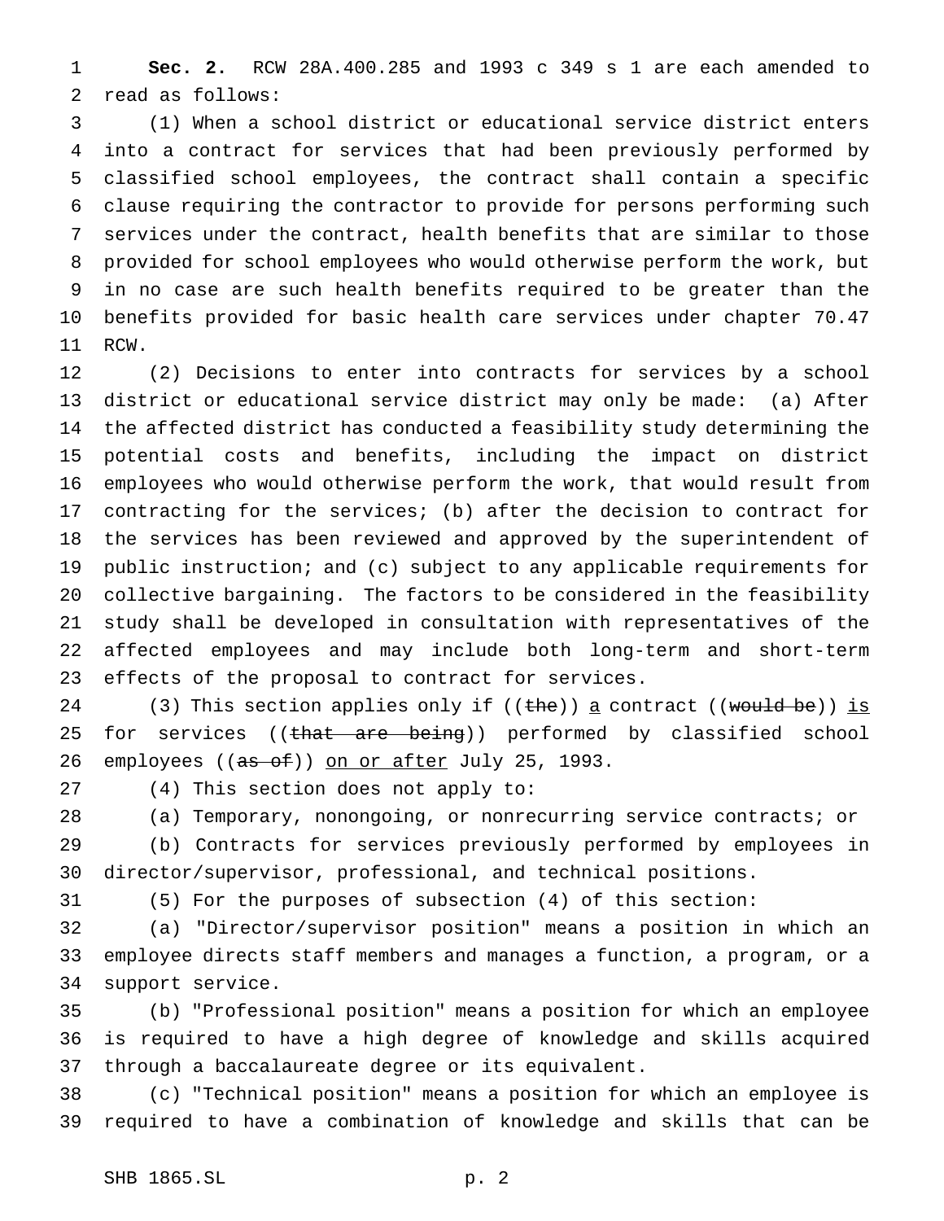**Sec. 2.** RCW 28A.400.285 and 1993 c 349 s 1 are each amended to read as follows:

(1) When a school district or educational service district enters into a contract for services that had been previously performed by classified school employees, the contract shall contain a specific clause requiring the contractor to provide for persons performing such services under the contract, health benefits that are similar to those provided for school employees who would otherwise perform the work, but in no case are such health benefits required to be greater than the benefits provided for basic health care services under chapter 70.47 RCW.

(2) Decisions to enter into contracts for services by a school district or educational service district may only be made: (a) After the affected district has conducted a feasibility study determining the potential costs and benefits, including the impact on district employees who would otherwise perform the work, that would result from contracting for the services; (b) after the decision to contract for the services has been reviewed and approved by the superintendent of public instruction; and (c) subject to any applicable requirements for collective bargaining. The factors to be considered in the feasibility study shall be developed in consultation with representatives of the affected employees and may include both long-term and short-term effects of the proposal to contract for services.

(3) This section applies only if ((~~the~~)) <u>a</u> contract ((~~would be~~)) <u>is</u> for services ((~~that are being~~)) performed by classified school employees ((~~as of~~)) <u>on or after</u> July 25, 1993.

(4) This section does not apply to:

(a) Temporary, nonongoing, or nonrecurring service contracts; or

(b) Contracts for services previously performed by employees in director/supervisor, professional, and technical positions.

(5) For the purposes of subsection (4) of this section:

(a) "Director/supervisor position" means a position in which an employee directs staff members and manages a function, a program, or a support service.

(b) "Professional position" means a position for which an employee is required to have a high degree of knowledge and skills acquired through a baccalaureate degree or its equivalent.

(c) "Technical position" means a position for which an employee is required to have a combination of knowledge and skills that can be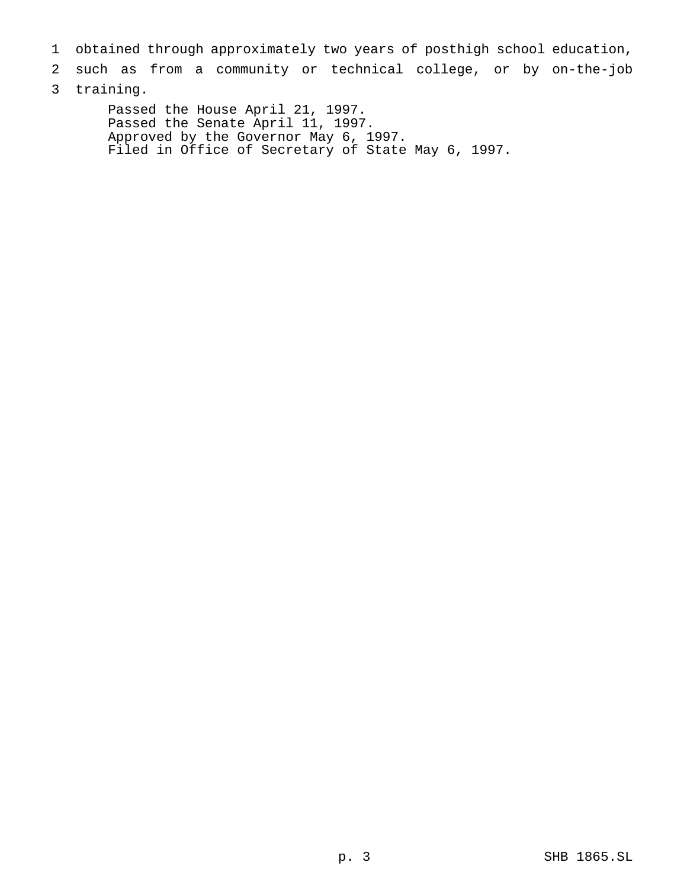obtained through approximately two years of posthigh school education, such as from a community or technical college, or by on-the-job training.

Passed the House April 21, 1997.
Passed the Senate April 11, 1997.
Approved by the Governor May 6, 1997.
Filed in Office of Secretary of State May 6, 1997.